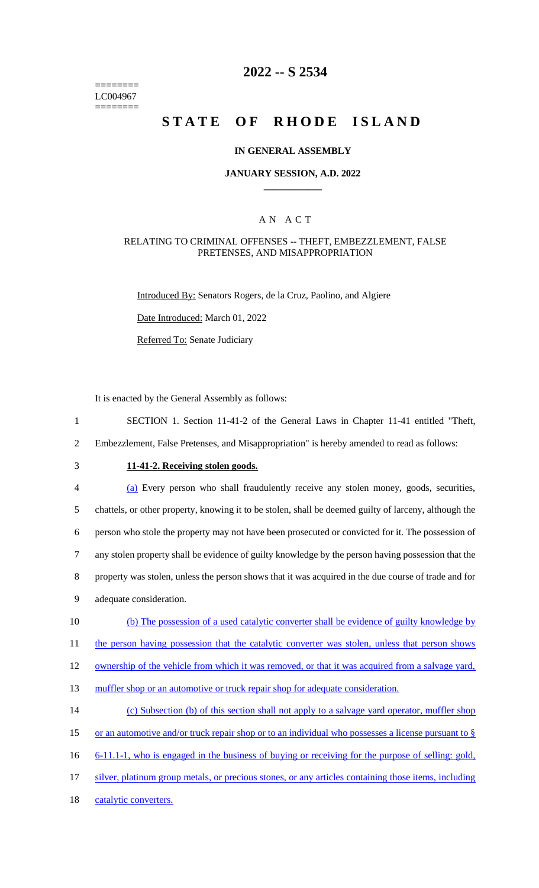========
LC004967
========

# 2022 -- S 2534

# STATE OF RHODE ISLAND

## IN GENERAL ASSEMBLY

### JANUARY SESSION, A.D. 2022

### A N A C T

RELATING TO CRIMINAL OFFENSES -- THEFT, EMBEZZLEMENT, FALSE PRETENSES, AND MISAPPROPRIATION

Introduced By: Senators Rogers, de la Cruz, Paolino, and Algiere

Date Introduced: March 01, 2022

Referred To: Senate Judiciary

It is enacted by the General Assembly as follows:

1 SECTION 1. Section 11-41-2 of the General Laws in Chapter 11-41 entitled "Theft,
2 Embezzlement, False Pretenses, and Misappropriation" is hereby amended to read as follows:

3 **11-41-2. Receiving stolen goods.**

4 (a) Every person who shall fraudulently receive any stolen money, goods, securities,
5 chattels, or other property, knowing it to be stolen, shall be deemed guilty of larceny, although the
6 person who stole the property may not have been prosecuted or convicted for it. The possession of
7 any stolen property shall be evidence of guilty knowledge by the person having possession that the
8 property was stolen, unless the person shows that it was acquired in the due course of trade and for
9 adequate consideration.

10 (b) The possession of a used catalytic converter shall be evidence of guilty knowledge by
11 the person having possession that the catalytic converter was stolen, unless that person shows
12 ownership of the vehicle from which it was removed, or that it was acquired from a salvage yard,
13 muffler shop or an automotive or truck repair shop for adequate consideration.

14 (c) Subsection (b) of this section shall not apply to a salvage yard operator, muffler shop
15 or an automotive and/or truck repair shop or to an individual who possesses a license pursuant to §
16 6-11.1-1, who is engaged in the business of buying or receiving for the purpose of selling: gold,
17 silver, platinum group metals, or precious stones, or any articles containing those items, including
18 catalytic converters.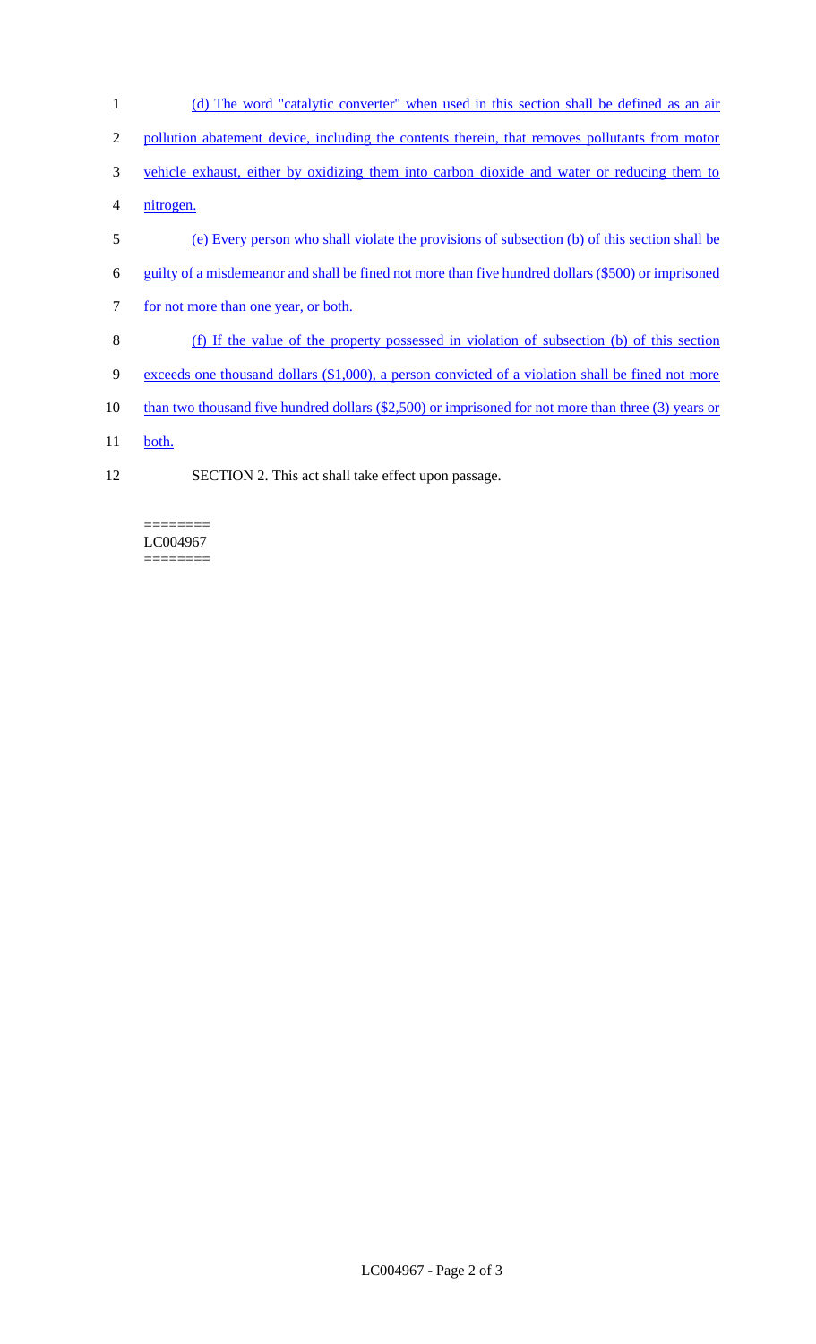(d) The word "catalytic converter" when used in this section shall be defined as an air pollution abatement device, including the contents therein, that removes pollutants from motor vehicle exhaust, either by oxidizing them into carbon dioxide and water or reducing them to nitrogen.

(e) Every person who shall violate the provisions of subsection (b) of this section shall be guilty of a misdemeanor and shall be fined not more than five hundred dollars ($500) or imprisoned for not more than one year, or both.

(f) If the value of the property possessed in violation of subsection (b) of this section exceeds one thousand dollars ($1,000), a person convicted of a violation shall be fined not more than two thousand five hundred dollars ($2,500) or imprisoned for not more than three (3) years or both.

SECTION 2. This act shall take effect upon passage.

========
LC004967
========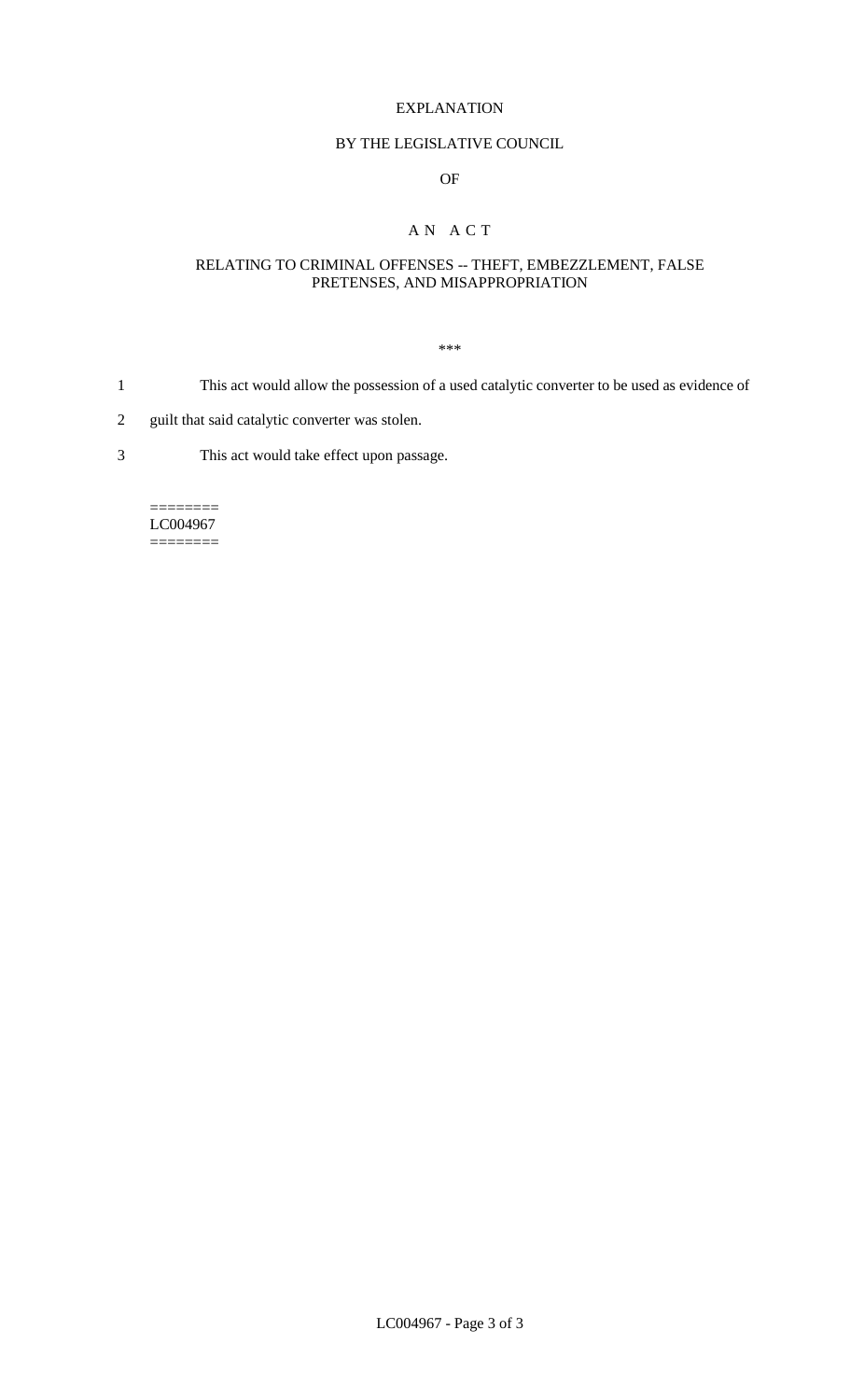EXPLANATION

BY THE LEGISLATIVE COUNCIL

OF

# A N A C T

## RELATING TO CRIMINAL OFFENSES -- THEFT, EMBEZZLEMENT, FALSE PRETENSES, AND MISAPPROPRIATION

\*\*\*

1 This act would allow the possession of a used catalytic converter to be used as evidence of

2 guilt that said catalytic converter was stolen.

3 This act would take effect upon passage.

========
LC004967
========